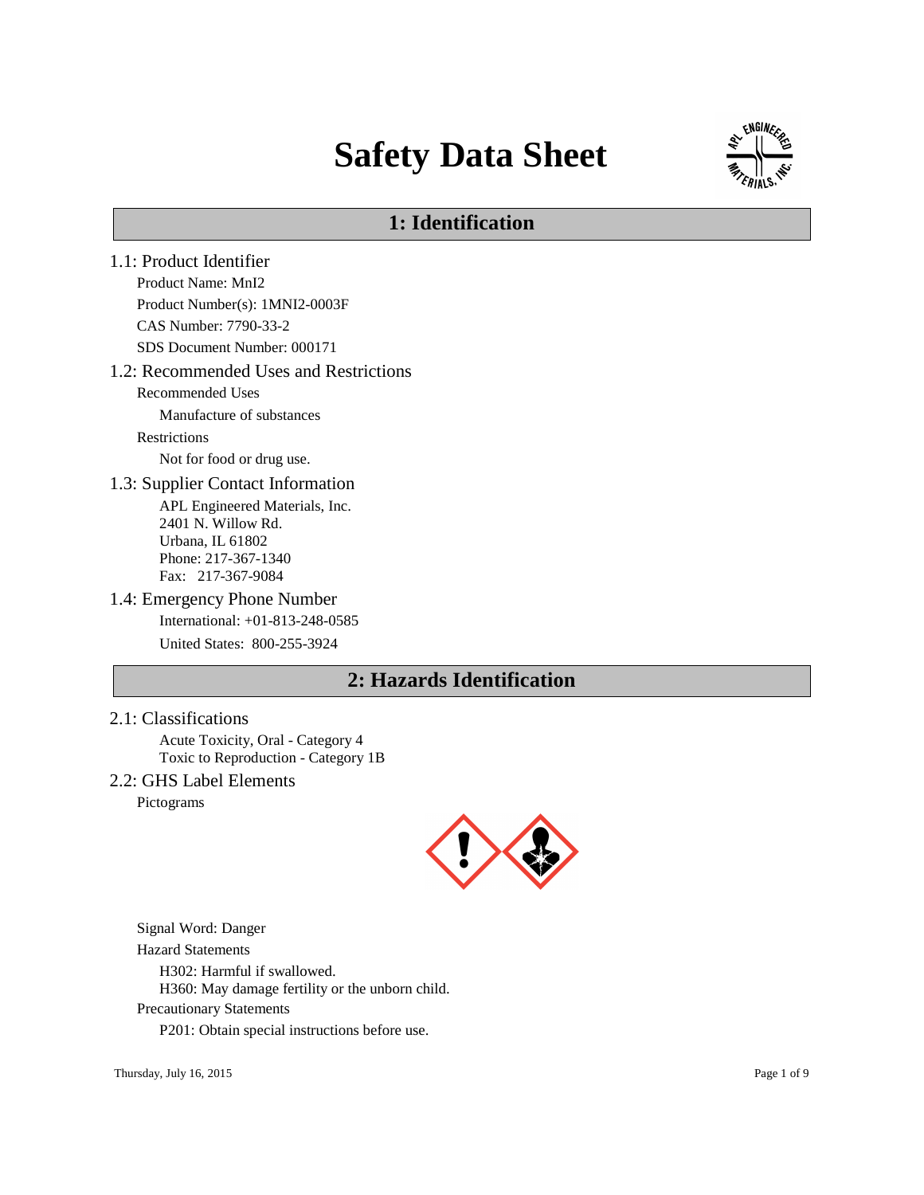# Safety Data Sheet

## 1: Identification

### 1.1: Product Identifier

Product Name: MnI2

Product Number(s): 1MNI2-0003F

CAS Number: 7790-33-2

SDS Document Number: 000171

### 1.2: Recommended Uses and Restrictions

Recommended Uses

Manufacture of substances

Restrictions

Not for food or drug use.

### 1.3: Supplier Contact Information

APL Engineered Materials, Inc.
2401 N. Willow Rd.
Urbana, IL 61802
Phone: 217-367-1340
Fax: 217-367-9084

### 1.4: Emergency Phone Number

International: +01-813-248-0585

United States: 800-255-3924

## 2: Hazards Identification

### 2.1: Classifications

Acute Toxicity, Oral - Category 4
Toxic to Reproduction - Category 1B

### 2.2: GHS Label Elements

Pictograms

Signal Word: Danger

Hazard Statements

H302: Harmful if swallowed.
H360: May damage fertility or the unborn child.

Precautionary Statements

P201: Obtain special instructions before use.

Thursday, July 16, 2015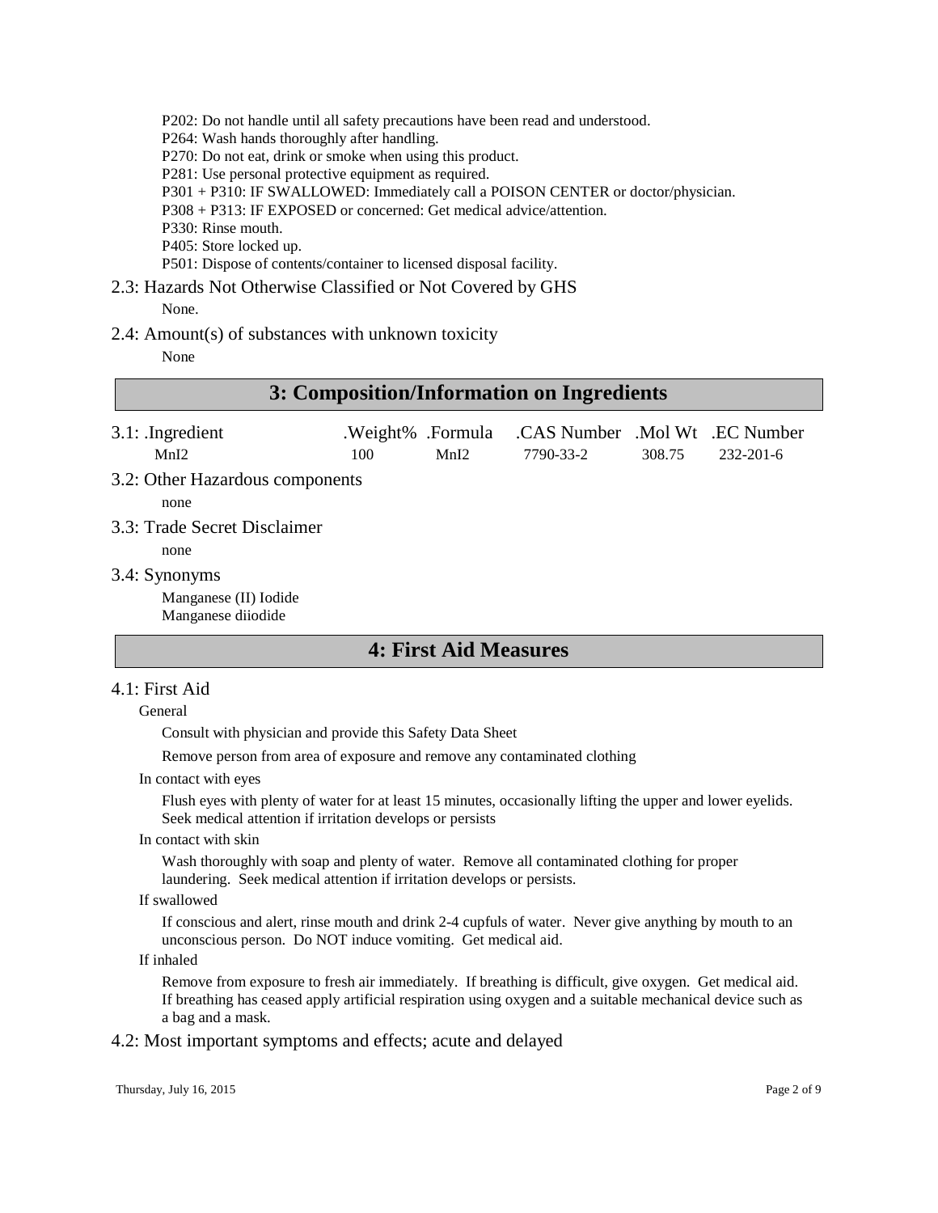P202: Do not handle until all safety precautions have been read and understood.
P264: Wash hands thoroughly after handling.
P270: Do not eat, drink or smoke when using this product.
P281: Use personal protective equipment as required.
P301 + P310: IF SWALLOWED: Immediately call a POISON CENTER or doctor/physician.
P308 + P313: IF EXPOSED or concerned: Get medical advice/attention.
P330: Rinse mouth.
P405: Store locked up.
P501: Dispose of contents/container to licensed disposal facility.

### 2.3: Hazards Not Otherwise Classified or Not Covered by GHS

None.

### 2.4: Amount(s) of substances with unknown toxicity

None

## 3: Composition/Information on Ingredients

| 3.1: .Ingredient | .Weight% | .Formula | .CAS Number | .Mol Wt | .EC Number |
|---|---|---|---|---|---|
| $MnI_2$ | 100 | $MnI_2$ | 7790-33-2 | 308.75 | 232-201-6 |

### 3.2: Other Hazardous components

none

### 3.3: Trade Secret Disclaimer

none

### 3.4: Synonyms

Manganese (II) Iodide
Manganese diiodide

## 4: First Aid Measures

### 4.1: First Aid

General

Consult with physician and provide this Safety Data Sheet

Remove person from area of exposure and remove any contaminated clothing

In contact with eyes

Flush eyes with plenty of water for at least 15 minutes, occasionally lifting the upper and lower eyelids. Seek medical attention if irritation develops or persists

In contact with skin

Wash thoroughly with soap and plenty of water. Remove all contaminated clothing for proper laundering. Seek medical attention if irritation develops or persists.

If swallowed

If conscious and alert, rinse mouth and drink 2-4 cupfuls of water. Never give anything by mouth to an unconscious person. Do NOT induce vomiting. Get medical aid.

If inhaled

Remove from exposure to fresh air immediately. If breathing is difficult, give oxygen. Get medical aid. If breathing has ceased apply artificial respiration using oxygen and a suitable mechanical device such as a bag and a mask.

### 4.2: Most important symptoms and effects; acute and delayed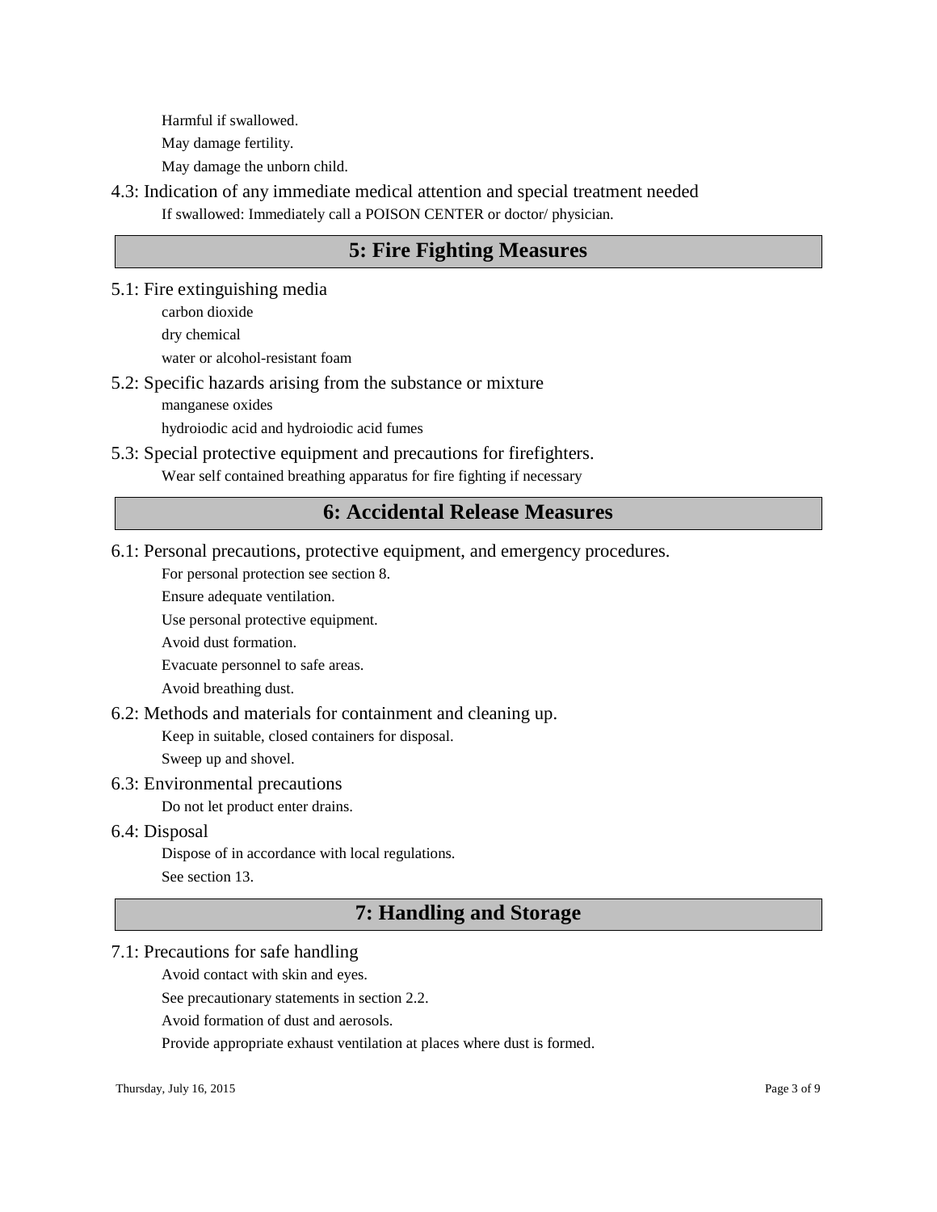Harmful if swallowed.

May damage fertility.

May damage the unborn child.

### 4.3: Indication of any immediate medical attention and special treatment needed

If swallowed: Immediately call a POISON CENTER or doctor/ physician.

## 5: Fire Fighting Measures

### 5.1: Fire extinguishing media

carbon dioxide

dry chemical

water or alcohol-resistant foam

### 5.2: Specific hazards arising from the substance or mixture

manganese oxides

hydroiodic acid and hydroiodic acid fumes

### 5.3: Special protective equipment and precautions for firefighters.

Wear self contained breathing apparatus for fire fighting if necessary

## 6: Accidental Release Measures

### 6.1: Personal precautions, protective equipment, and emergency procedures.

For personal protection see section 8.

Ensure adequate ventilation.

Use personal protective equipment.

Avoid dust formation.

Evacuate personnel to safe areas.

Avoid breathing dust.

### 6.2: Methods and materials for containment and cleaning up.

Keep in suitable, closed containers for disposal.

Sweep up and shovel.

### 6.3: Environmental precautions

Do not let product enter drains.

### 6.4: Disposal

Dispose of in accordance with local regulations.

See section 13.

## 7: Handling and Storage

### 7.1: Precautions for safe handling

Avoid contact with skin and eyes.

See precautionary statements in section 2.2.

Avoid formation of dust and aerosols.

Provide appropriate exhaust ventilation at places where dust is formed.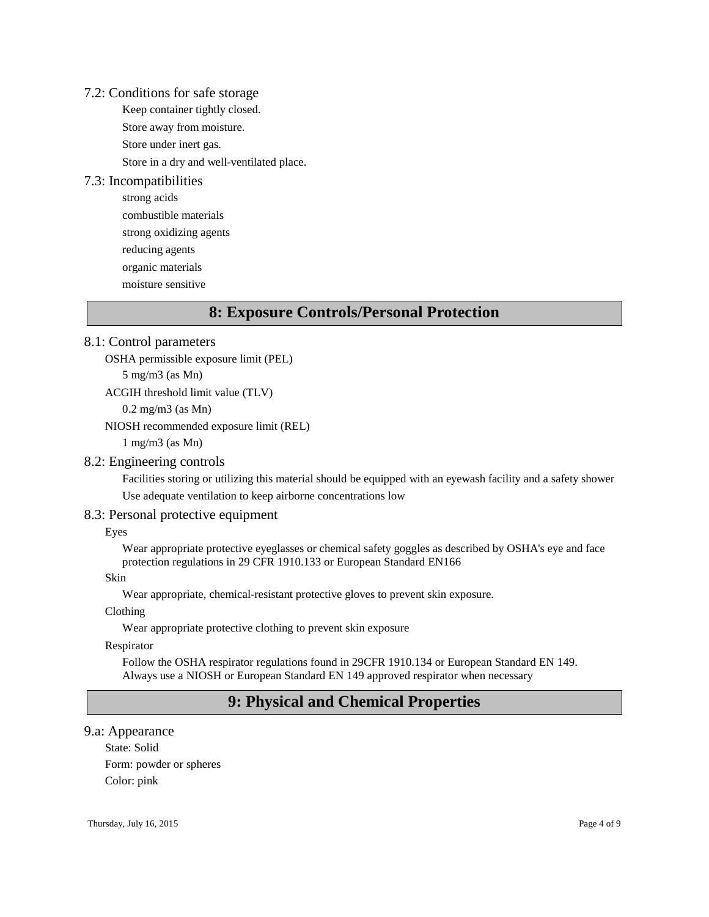### 7.2: Conditions for safe storage

Keep container tightly closed.

Store away from moisture.

Store under inert gas.

Store in a dry and well-ventilated place.

### 7.3: Incompatibilities

strong acids

combustible materials

strong oxidizing agents

reducing agents

organic materials

moisture sensitive

## 8: Exposure Controls/Personal Protection

### 8.1: Control parameters

OSHA permissible exposure limit (PEL)

5 mg/m3 (as Mn)

ACGIH threshold limit value (TLV)

0.2 mg/m3 (as Mn)

NIOSH recommended exposure limit (REL)

1 mg/m3 (as Mn)

### 8.2: Engineering controls

Facilities storing or utilizing this material should be equipped with an eyewash facility and a safety shower

Use adequate ventilation to keep airborne concentrations low

### 8.3: Personal protective equipment

Eyes

Wear appropriate protective eyeglasses or chemical safety goggles as described by OSHA's eye and face protection regulations in 29 CFR 1910.133 or European Standard EN166

Skin

Wear appropriate, chemical-resistant protective gloves to prevent skin exposure.

Clothing

Wear appropriate protective clothing to prevent skin exposure

Respirator

Follow the OSHA respirator regulations found in 29CFR 1910.134 or European Standard EN 149. Always use a NIOSH or European Standard EN 149 approved respirator when necessary

## 9: Physical and Chemical Properties

### 9.a: Appearance

State: Solid

Form: powder or spheres

Color: pink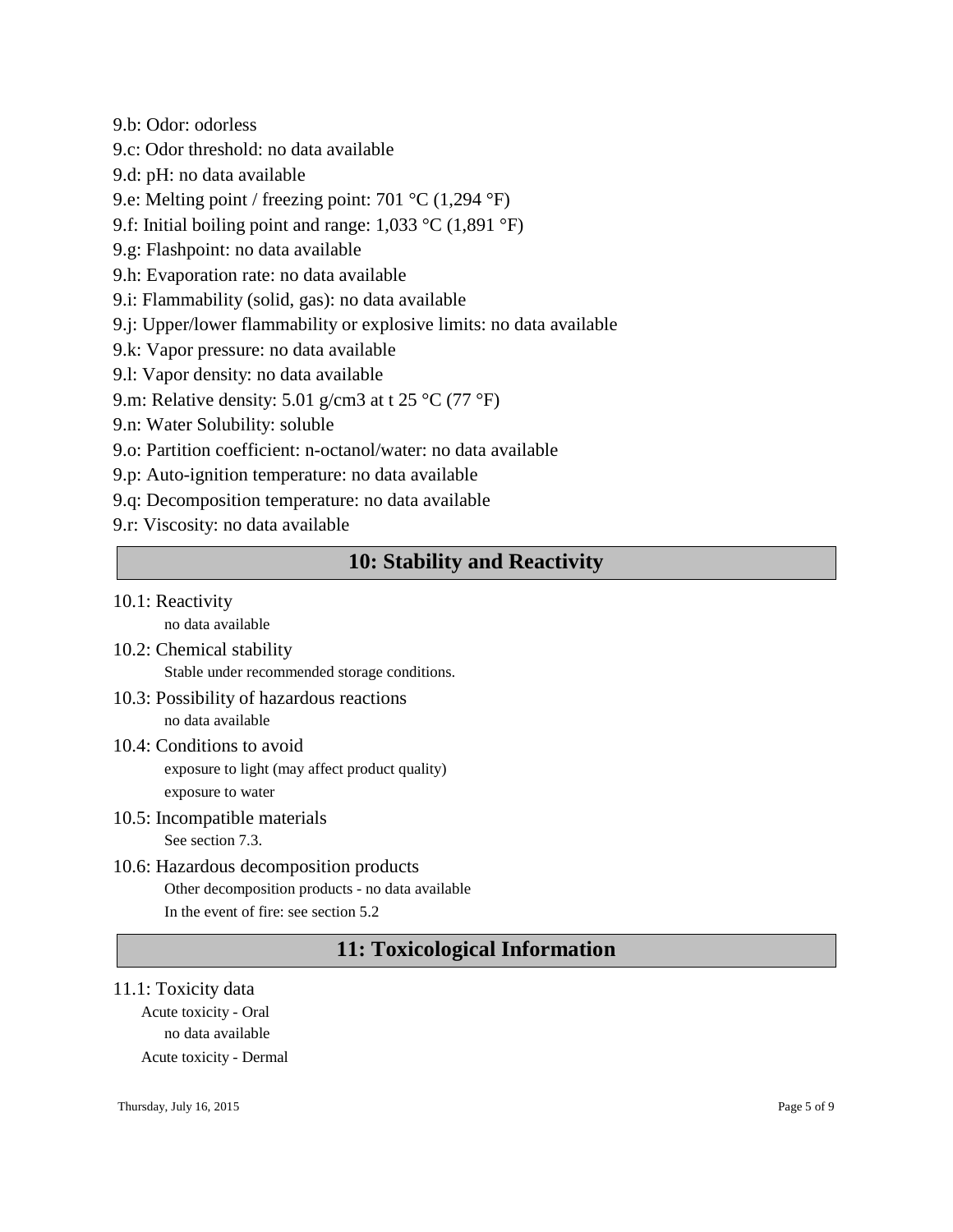9.b: Odor: odorless

9.c: Odor threshold: no data available

9.d: pH: no data available

9.e: Melting point / freezing point: 701 °C (1,294 °F)

9.f: Initial boiling point and range: 1,033 °C (1,891 °F)

9.g: Flashpoint: no data available

9.h: Evaporation rate: no data available

9.i: Flammability (solid, gas): no data available

9.j: Upper/lower flammability or explosive limits: no data available

9.k: Vapor pressure: no data available

9.l: Vapor density: no data available

9.m: Relative density: 5.01 g/cm3 at t 25 °C (77 °F)

9.n: Water Solubility: soluble

9.o: Partition coefficient: n-octanol/water: no data available

9.p: Auto-ignition temperature: no data available

9.q: Decomposition temperature: no data available

9.r: Viscosity: no data available

## 10: Stability and Reactivity

10.1: Reactivity

no data available

10.2: Chemical stability

Stable under recommended storage conditions.

10.3: Possibility of hazardous reactions

no data available

10.4: Conditions to avoid

exposure to light (may affect product quality)

exposure to water

10.5: Incompatible materials

See section 7.3.

10.6: Hazardous decomposition products

Other decomposition products - no data available

In the event of fire: see section 5.2

## 11: Toxicological Information

11.1: Toxicity data

Acute toxicity - Oral

no data available

Acute toxicity - Dermal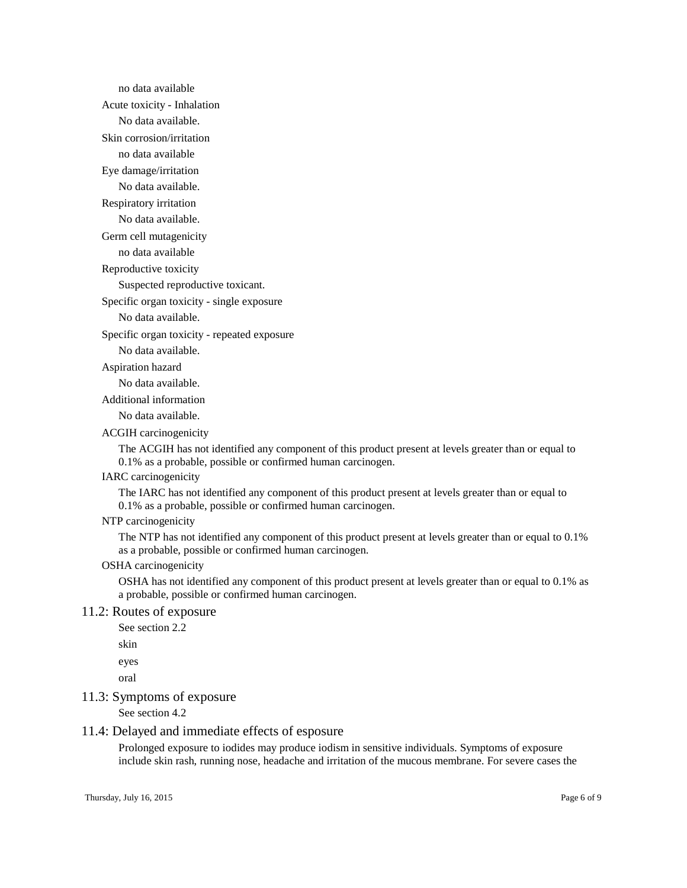no data available

Acute toxicity - Inhalation

No data available.

Skin corrosion/irritation

no data available

Eye damage/irritation

No data available.

Respiratory irritation

No data available.

Germ cell mutagenicity

no data available

Reproductive toxicity

Suspected reproductive toxicant.

Specific organ toxicity - single exposure

No data available.

Specific organ toxicity - repeated exposure

No data available.

Aspiration hazard

No data available.

Additional information

No data available.

ACGIH carcinogenicity

The ACGIH has not identified any component of this product present at levels greater than or equal to 0.1% as a probable, possible or confirmed human carcinogen.

IARC carcinogenicity

The IARC has not identified any component of this product present at levels greater than or equal to 0.1% as a probable, possible or confirmed human carcinogen.

NTP carcinogenicity

The NTP has not identified any component of this product present at levels greater than or equal to 0.1% as a probable, possible or confirmed human carcinogen.

OSHA carcinogenicity

OSHA has not identified any component of this product present at levels greater than or equal to 0.1% as a probable, possible or confirmed human carcinogen.

## 11.2: Routes of exposure

See section 2.2

skin

eyes

oral

## 11.3: Symptoms of exposure

See section 4.2

## 11.4: Delayed and immediate effects of esposure

Prolonged exposure to iodides may produce iodism in sensitive individuals. Symptoms of exposure include skin rash, running nose, headache and irritation of the mucous membrane. For severe cases the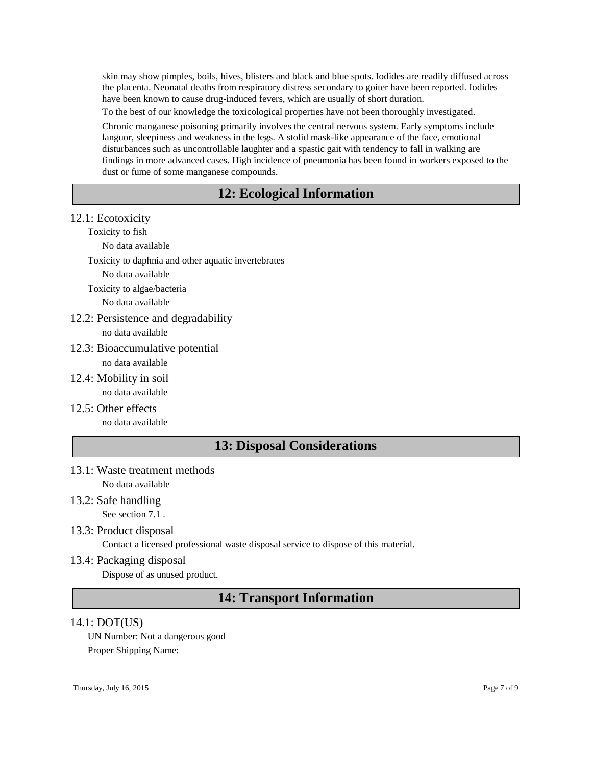skin may show pimples, boils, hives, blisters and black and blue spots. Iodides are readily diffused across the placenta. Neonatal deaths from respiratory distress secondary to goiter have been reported. Iodides have been known to cause drug-induced fevers, which are usually of short duration.

To the best of our knowledge the toxicological properties have not been thoroughly investigated.

Chronic manganese poisoning primarily involves the central nervous system. Early symptoms include languor, sleepiness and weakness in the legs. A stolid mask-like appearance of the face, emotional disturbances such as uncontrollable laughter and a spastic gait with tendency to fall in walking are findings in more advanced cases. High incidence of pneumonia has been found in workers exposed to the dust or fume of some manganese compounds.

## 12: Ecological Information

### 12.1: Ecotoxicity

Toxicity to fish

No data available

Toxicity to daphnia and other aquatic invertebrates

No data available

Toxicity to algae/bacteria

No data available

### 12.2: Persistence and degradability

no data available

### 12.3: Bioaccumulative potential

no data available

### 12.4: Mobility in soil

no data available

### 12.5: Other effects

no data available

## 13: Disposal Considerations

### 13.1: Waste treatment methods

No data available

### 13.2: Safe handling

See section 7.1 .

### 13.3: Product disposal

Contact a licensed professional waste disposal service to dispose of this material.

### 13.4: Packaging disposal

Dispose of as unused product.

## 14: Transport Information

### 14.1: DOT(US)

UN Number: Not a dangerous good

Proper Shipping Name: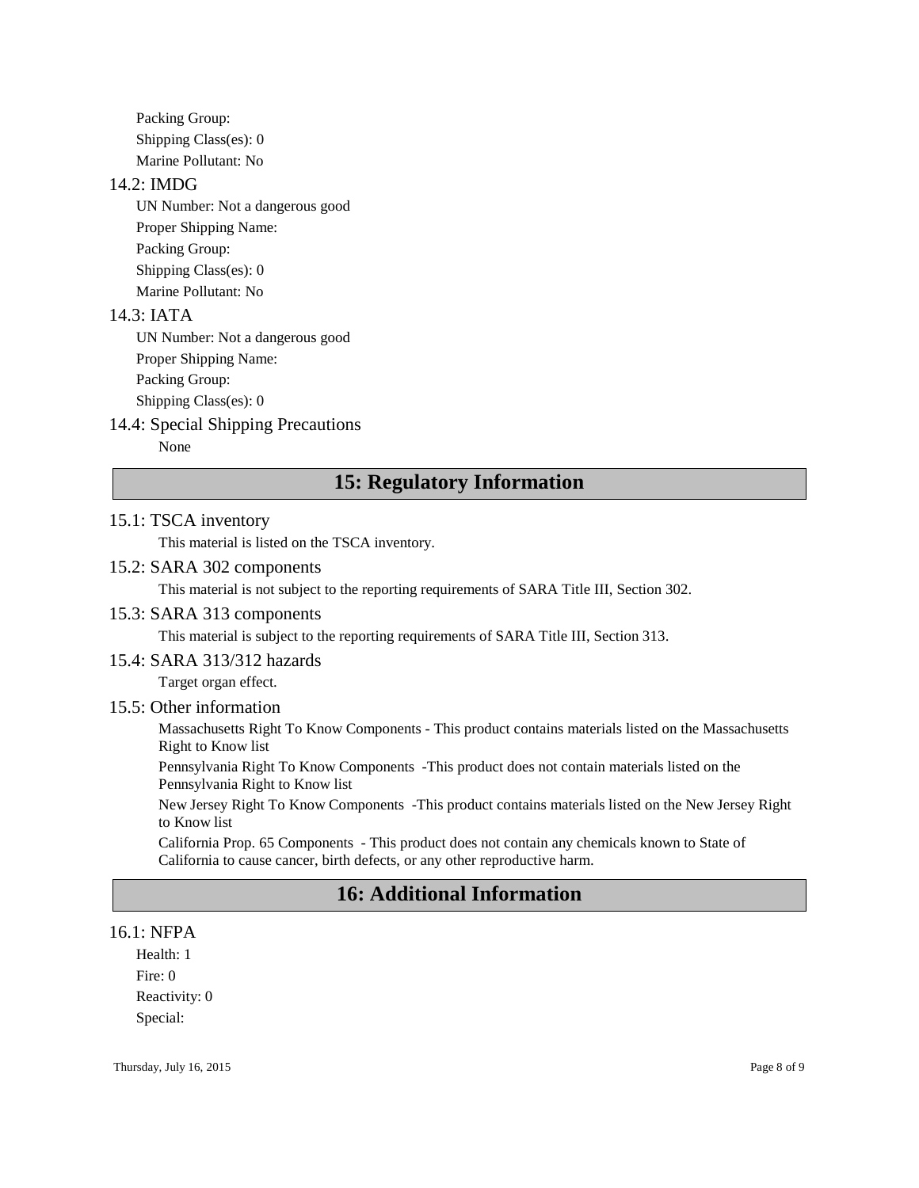Packing Group:

Shipping Class(es): 0

Marine Pollutant: No

### 14.2: IMDG

UN Number: Not a dangerous good

Proper Shipping Name:

Packing Group:

Shipping Class(es): 0

Marine Pollutant: No

### 14.3: IATA

UN Number: Not a dangerous good

Proper Shipping Name:

Packing Group:

Shipping Class(es): 0

### 14.4: Special Shipping Precautions

None

## 15: Regulatory Information

### 15.1: TSCA inventory

This material is listed on the TSCA inventory.

### 15.2: SARA 302 components

This material is not subject to the reporting requirements of SARA Title III, Section 302.

### 15.3: SARA 313 components

This material is subject to the reporting requirements of SARA Title III, Section 313.

### 15.4: SARA 313/312 hazards

Target organ effect.

### 15.5: Other information

Massachusetts Right To Know Components - This product contains materials listed on the Massachusetts Right to Know list

Pennsylvania Right To Know Components -This product does not contain materials listed on the Pennsylvania Right to Know list

New Jersey Right To Know Components -This product contains materials listed on the New Jersey Right to Know list

California Prop. 65 Components - This product does not contain any chemicals known to State of California to cause cancer, birth defects, or any other reproductive harm.

## 16: Additional Information

### 16.1: NFPA

Health: 1

Fire: 0

Reactivity: 0

Special: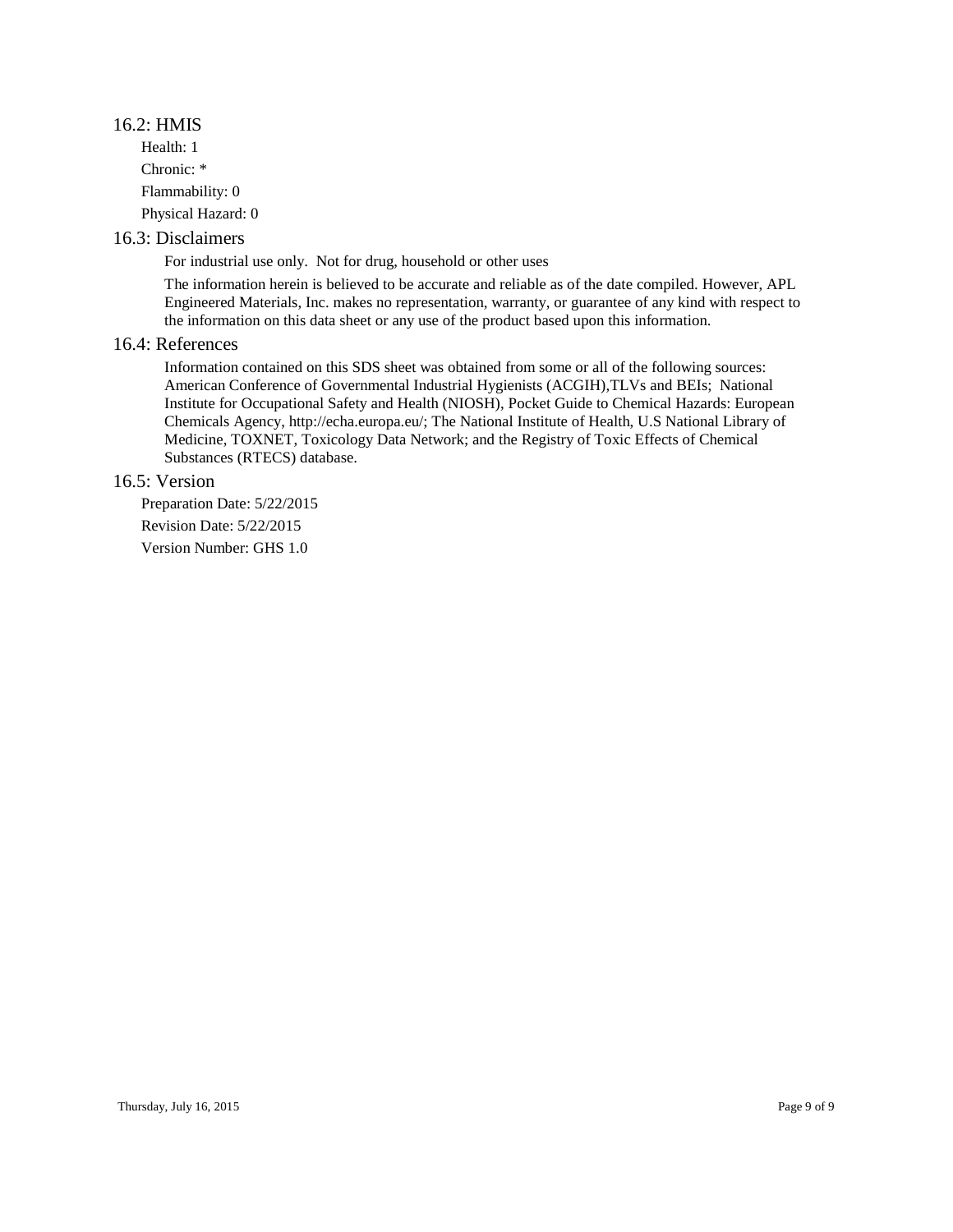### 16.2: HMIS

Health: 1

Chronic: *

Flammability: 0

Physical Hazard: 0

### 16.3: Disclaimers

For industrial use only. Not for drug, household or other uses

The information herein is believed to be accurate and reliable as of the date compiled. However, APL Engineered Materials, Inc. makes no representation, warranty, or guarantee of any kind with respect to the information on this data sheet or any use of the product based upon this information.

### 16.4: References

Information contained on this SDS sheet was obtained from some or all of the following sources: American Conference of Governmental Industrial Hygienists (ACGIH),TLVs and BEIs; National Institute for Occupational Safety and Health (NIOSH), Pocket Guide to Chemical Hazards: European Chemicals Agency, http://echa.europa.eu/; The National Institute of Health, U.S National Library of Medicine, TOXNET, Toxicology Data Network; and the Registry of Toxic Effects of Chemical Substances (RTECS) database.

### 16.5: Version

Preparation Date: 5/22/2015

Revision Date: 5/22/2015

Version Number: GHS 1.0